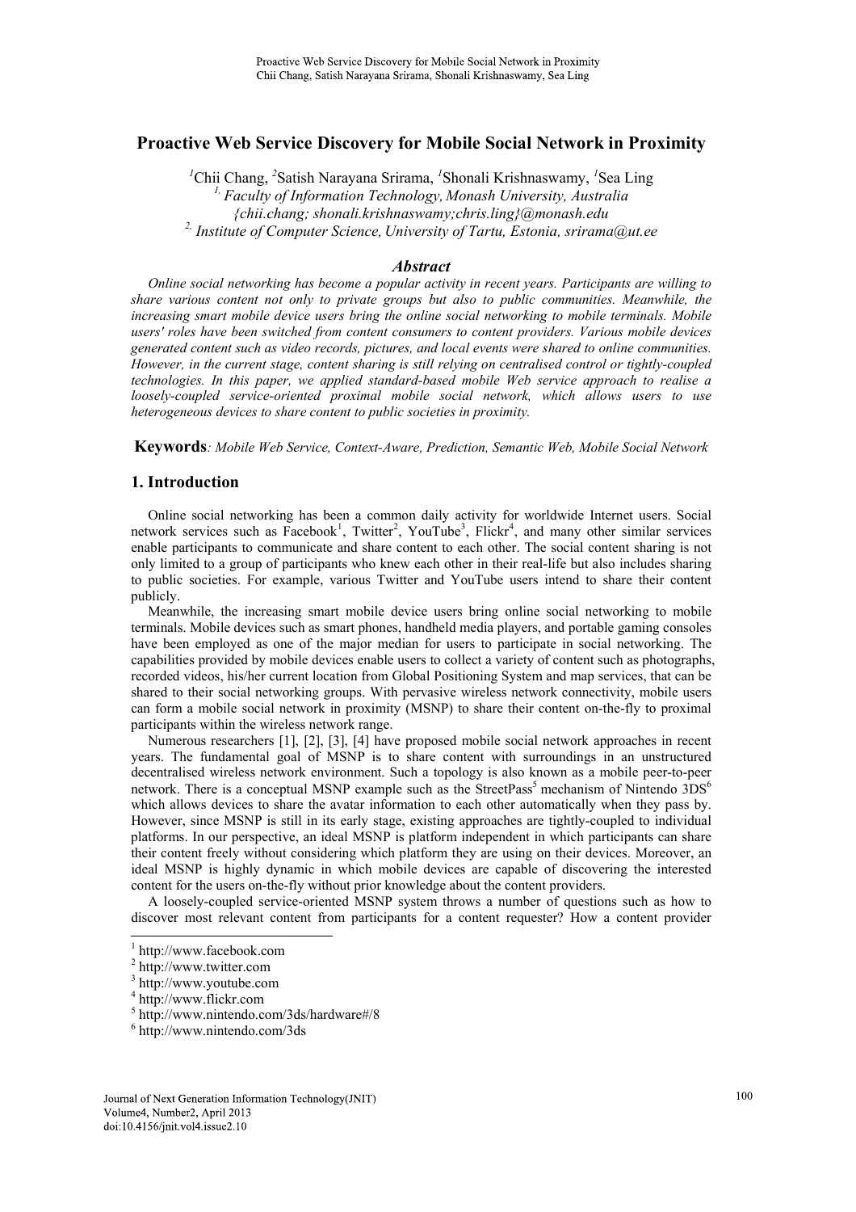# Proactive Web Service Discovery for Mobile Social Network in Proximity

[1]Chii Chang, [2]Satish Narayana Srirama, [1]Shonali Krishnaswamy, [1]Sea Ling

[1,] *Faculty of Information Technology, Monash University, Australia*
*{chii.chang; shonali.krishnaswamy;chris.ling}@monash.edu*
[2,] *Institute of Computer Science, University of Tartu, Estonia, srirama@ut.ee*

## Abstract

*Online social networking has become a popular activity in recent years. Participants are willing to share various content not only to private groups but also to public communities. Meanwhile, the increasing smart mobile device users bring the online social networking to mobile terminals. Mobile users' roles have been switched from content consumers to content providers. Various mobile devices generated content such as video records, pictures, and local events were shared to online communities. However, in the current stage, content sharing is still relying on centralised control or tightly-coupled technologies. In this paper, we applied standard-based mobile Web service approach to realise a loosely-coupled service-oriented proximal mobile social network, which allows users to use heterogeneous devices to share content to public societies in proximity.*

**Keywords**: *Mobile Web Service, Context-Aware, Prediction, Semantic Web, Mobile Social Network*

## 1. Introduction

Online social networking has been a common daily activity for worldwide Internet users. Social network services such as Facebook[1], Twitter[2], YouTube[3], Flickr[4], and many other similar services enable participants to communicate and share content to each other. The social content sharing is not only limited to a group of participants who knew each other in their real-life but also includes sharing to public societies. For example, various Twitter and YouTube users intend to share their content publicly.

Meanwhile, the increasing smart mobile device users bring online social networking to mobile terminals. Mobile devices such as smart phones, handheld media players, and portable gaming consoles have been employed as one of the major median for users to participate in social networking. The capabilities provided by mobile devices enable users to collect a variety of content such as photographs, recorded videos, his/her current location from Global Positioning System and map services, that can be shared to their social networking groups. With pervasive wireless network connectivity, mobile users can form a mobile social network in proximity (MSNP) to share their content on-the-fly to proximal participants within the wireless network range.

Numerous researchers [1], [2], [3], [4] have proposed mobile social network approaches in recent years. The fundamental goal of MSNP is to share content with surroundings in an unstructured decentralised wireless network environment. Such a topology is also known as a mobile peer-to-peer network. There is a conceptual MSNP example such as the StreetPass[5] mechanism of Nintendo 3DS[6] which allows devices to share the avatar information to each other automatically when they pass by. However, since MSNP is still in its early stage, existing approaches are tightly-coupled to individual platforms. In our perspective, an ideal MSNP is platform independent in which participants can share their content freely without considering which platform they are using on their devices. Moreover, an ideal MSNP is highly dynamic in which mobile devices are capable of discovering the interested content for the users on-the-fly without prior knowledge about the content providers.

A loosely-coupled service-oriented MSNP system throws a number of questions such as how to discover most relevant content from participants for a content requester? How a content provider

---

[1] http://www.facebook.com
[2] http://www.twitter.com
[3] http://www.youtube.com
[4] http://www.flickr.com
[5] http://www.nintendo.com/3ds/hardware#/8
[6] http://www.nintendo.com/3ds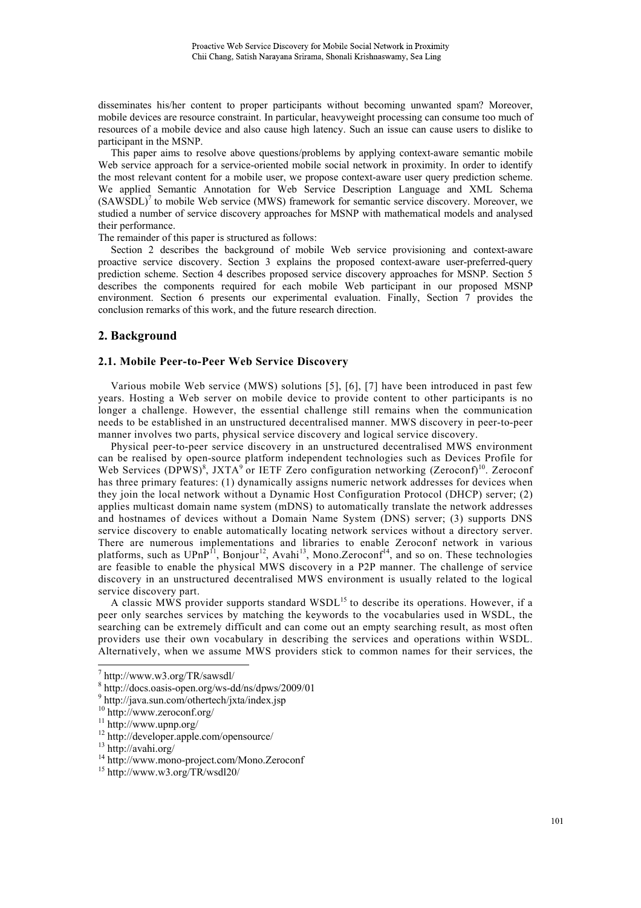disseminates his/her content to proper participants without becoming unwanted spam? Moreover, mobile devices are resource constraint. In particular, heavyweight processing can consume too much of resources of a mobile device and also cause high latency. Such an issue can cause users to dislike to participant in the MSNP.

This paper aims to resolve above questions/problems by applying context-aware semantic mobile Web service approach for a service-oriented mobile social network in proximity. In order to identify the most relevant content for a mobile user, we propose context-aware user query prediction scheme. We applied Semantic Annotation for Web Service Description Language and XML Schema (SAWSDL)[7] to mobile Web service (MWS) framework for semantic service discovery. Moreover, we studied a number of service discovery approaches for MSNP with mathematical models and analysed their performance.

The remainder of this paper is structured as follows:

Section 2 describes the background of mobile Web service provisioning and context-aware proactive service discovery. Section 3 explains the proposed context-aware user-preferred-query prediction scheme. Section 4 describes proposed service discovery approaches for MSNP. Section 5 describes the components required for each mobile Web participant in our proposed MSNP environment. Section 6 presents our experimental evaluation. Finally, Section 7 provides the conclusion remarks of this work, and the future research direction.

## 2. Background

### 2.1. Mobile Peer-to-Peer Web Service Discovery

Various mobile Web service (MWS) solutions [5], [6], [7] have been introduced in past few years. Hosting a Web server on mobile device to provide content to other participants is no longer a challenge. However, the essential challenge still remains when the communication needs to be established in an unstructured decentralised manner. MWS discovery in peer-to-peer manner involves two parts, physical service discovery and logical service discovery.

Physical peer-to-peer service discovery in an unstructured decentralised MWS environment can be realised by open-source platform independent technologies such as Devices Profile for Web Services (DPWS)[8], JXTA[9] or IETF Zero configuration networking (Zeroconf)[10]. Zeroconf has three primary features: (1) dynamically assigns numeric network addresses for devices when they join the local network without a Dynamic Host Configuration Protocol (DHCP) server; (2) applies multicast domain name system (mDNS) to automatically translate the network addresses and hostnames of devices without a Domain Name System (DNS) server; (3) supports DNS service discovery to enable automatically locating network services without a directory server. There are numerous implementations and libraries to enable Zeroconf network in various platforms, such as UPnP[11], Bonjour[12], Avahi[13], Mono.Zeroconf[14], and so on. These technologies are feasible to enable the physical MWS discovery in a P2P manner. The challenge of service discovery in an unstructured decentralised MWS environment is usually related to the logical service discovery part.

A classic MWS provider supports standard WSDL[15] to describe its operations. However, if a peer only searches services by matching the keywords to the vocabularies used in WSDL, the searching can be extremely difficult and can come out an empty searching result, as most often providers use their own vocabulary in describing the services and operations within WSDL. Alternatively, when we assume MWS providers stick to common names for their services, the

[7] http://www.w3.org/TR/sawsdl/
[8] http://docs.oasis-open.org/ws-dd/ns/dpws/2009/01
[9] http://java.sun.com/othertech/jxta/index.jsp
[10] http://www.zeroconf.org/
[11] http://www.upnp.org/
[12] http://developer.apple.com/opensource/
[13] http://avahi.org/
[14] http://www.mono-project.com/Mono.Zeroconf
[15] http://www.w3.org/TR/wsdl20/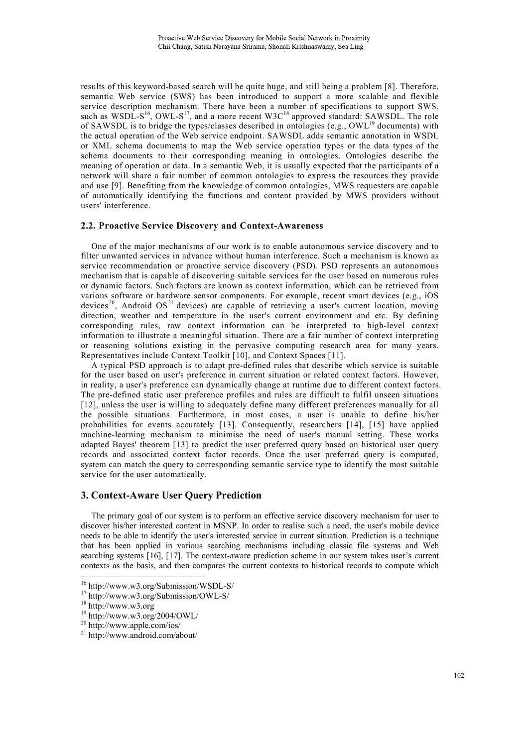results of this keyword-based search will be quite huge, and still being a problem [8]. Therefore, semantic Web service (SWS) has been introduced to support a more scalable and flexible service description mechanism. There have been a number of specifications to support SWS, such as WSDL-S[16], OWL-S[17], and a more recent W3C[18] approved standard: SAWSDL. The role of SAWSDL is to bridge the types/classes described in ontologies (e.g., OWL[19] documents) with the actual operation of the Web service endpoint. SAWSDL adds semantic annotation in WSDL or XML schema documents to map the Web service operation types or the data types of the schema documents to their corresponding meaning in ontologies. Ontologies describe the meaning of operation or data. In a semantic Web, it is usually expected that the participants of a network will share a fair number of common ontologies to express the resources they provide and use [9]. Benefiting from the knowledge of common ontologies, MWS requesters are capable of automatically identifying the functions and content provided by MWS providers without users' interference.

### 2.2. Proactive Service Discovery and Context-Awareness

One of the major mechanisms of our work is to enable autonomous service discovery and to filter unwanted services in advance without human interference. Such a mechanism is known as service recommendation or proactive service discovery (PSD). PSD represents an autonomous mechanism that is capable of discovering suitable services for the user based on numerous rules or dynamic factors. Such factors are known as context information, which can be retrieved from various software or hardware sensor components. For example, recent smart devices (e.g., iOS devices[20], Android OS[21] devices) are capable of retrieving a user's current location, moving direction, weather and temperature in the user's current environment and etc. By defining corresponding rules, raw context information can be interpreted to high-level context information to illustrate a meaningful situation. There are a fair number of context interpreting or reasoning solutions existing in the pervasive computing research area for many years. Representatives include Context Toolkit [10], and Context Spaces [11].

A typical PSD approach is to adapt pre-defined rules that describe which service is suitable for the user based on user's preference in current situation or related context factors. However, in reality, a user's preference can dynamically change at runtime due to different context factors. The pre-defined static user preference profiles and rules are difficult to fulfil unseen situations [12], unless the user is willing to adequately define many different preferences manually for all the possible situations. Furthermore, in most cases, a user is unable to define his/her probabilities for events accurately [13]. Consequently, researchers [14], [15] have applied machine-learning mechanism to minimise the need of user's manual setting. These works adapted Bayes' theorem [13] to predict the user preferred query based on historical user query records and associated context factor records. Once the user preferred query is computed, system can match the query to corresponding semantic service type to identify the most suitable service for the user automatically.

## 3. Context-Aware User Query Prediction

The primary goal of our system is to perform an effective service discovery mechanism for user to discover his/her interested content in MSNP. In order to realise such a need, the user's mobile device needs to be able to identify the user's interested service in current situation. Prediction is a technique that has been applied in various searching mechanisms including classic file systems and Web searching systems [16], [17]. The context-aware prediction scheme in our system takes user's current contexts as the basis, and then compares the current contexts to historical records to compute which

[16] http://www.w3.org/Submission/WSDL-S/
[17] http://www.w3.org/Submission/OWL-S/
[18] http://www.w3.org
[19] http://www.w3.org/2004/OWL/
[20] http://www.apple.com/ios/
[21] http://www.android.com/about/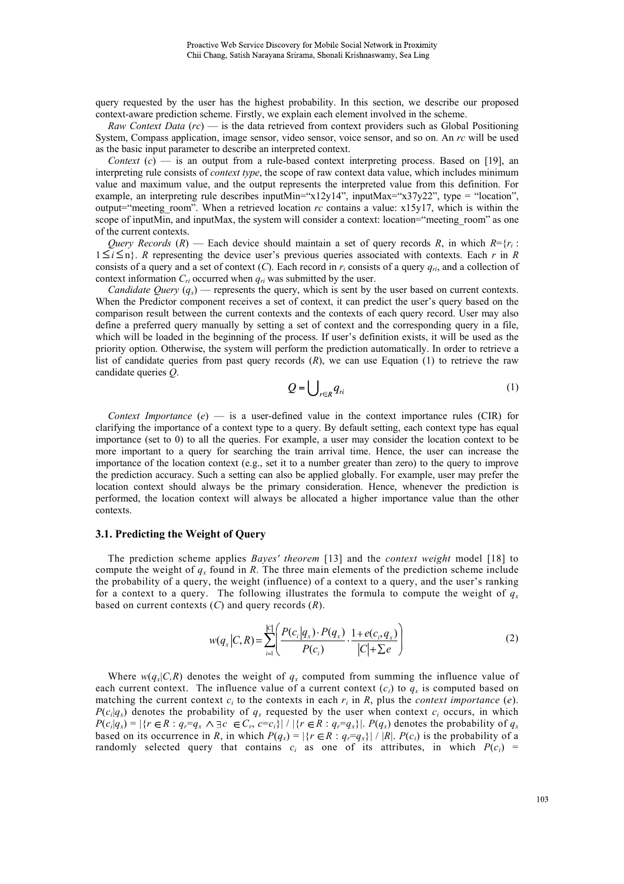query requested by the user has the highest probability. In this section, we describe our proposed context-aware prediction scheme. Firstly, we explain each element involved in the scheme.

*Raw Context Data* ($rc$) — is the data retrieved from context providers such as Global Positioning System, Compass application, image sensor, video sensor, voice sensor, and so on. An $rc$ will be used as the basic input parameter to describe an interpreted context.

*Context* ($c$) — is an output from a rule-based context interpreting process. Based on [19], an interpreting rule consists of *context type*, the scope of raw context data value, which includes minimum value and maximum value, and the output represents the interpreted value from this definition. For example, an interpreting rule describes inputMin="x12y14", inputMax="x37y22", type = "location", output="meeting_room". When a retrieved location $rc$ contains a value: x15y17, which is within the scope of inputMin, and inputMax, the system will consider a context: location="meeting_room" as one of the current contexts.

*Query Records* ($R$) — Each device should maintain a set of query records $R$, in which $R$={$r_i$ : $1 \leq i \leq$ n}. $R$ representing the device user's previous queries associated with contexts. Each $r$ in $R$ consists of a query and a set of context ($C$). Each record in $r_i$ consists of a query $q_{ri}$, and a collection of context information $C_{ri}$ occurred when $q_{ri}$ was submitted by the user.

*Candidate Query* ($q_x$) — represents the query, which is sent by the user based on current contexts. When the Predictor component receives a set of context, it can predict the user's query based on the comparison result between the current contexts and the contexts of each query record. User may also define a preferred query manually by setting a set of context and the corresponding query in a file, which will be loaded in the beginning of the process. If user's definition exists, it will be used as the priority option. Otherwise, the system will perform the prediction automatically. In order to retrieve a list of candidate queries from past query records ($R$), we can use Equation (1) to retrieve the raw candidate queries $Q$.

$$Q = \bigcup_{r \in R} q_{ri} \tag{1}$$

*Context Importance* ($e$) — is a user-defined value in the context importance rules (CIR) for clarifying the importance of a context type to a query. By default setting, each context type has equal importance (set to 0) to all the queries. For example, a user may consider the location context to be more important to a query for searching the train arrival time. Hence, the user can increase the importance of the location context (e.g., set it to a number greater than zero) to the query to improve the prediction accuracy. Such a setting can also be applied globally. For example, user may prefer the location context should always be the primary consideration. Hence, whenever the prediction is performed, the location context will always be allocated a higher importance value than the other contexts.

### 3.1. Predicting the Weight of Query

The prediction scheme applies *Bayes' theorem* [13] and the *context weight* model [18] to compute the weight of $q_x$ found in $R$. The three main elements of the prediction scheme include the probability of a query, the weight (influence) of a context to a query, and the user's ranking for a context to a query. The following illustrates the formula to compute the weight of $q_x$ based on current contexts ($C$) and query records ($R$).

$$w(q_x|C,R) = \sum_{i=1}^{|C|} \left( \frac{P(c_i|q_x) \cdot P(q_x)}{P(c_i)} \cdot \frac{1 + e(c_i, q_x)}{|C| + \sum e} \right) \tag{2}$$

Where $w(q_x|C,R)$ denotes the weight of $q_x$ computed from summing the influence value of each current context. The influence value of a current context ($c_i$) to $q_x$ is computed based on matching the current context $c_i$ to the contexts in each $r_i$ in $R$, plus the *context importance* ($e$). $P(c_i|q_x)$ denotes the probability of $q_x$ requested by the user when context $c_i$ occurs, in which $P(c_i|q_x) = |\{r \in R : q_r = q_x \wedge \exists c \in C_r, c = c_i\}| / |\{r \in R : q_r = q_x\}|$. $P(q_x)$ denotes the probability of $q_x$ based on its occurrence in $R$, in which $P(q_x) = |\{r \in R : q_r = q_x\}| / |R|$. $P(c_i)$ is the probability of a randomly selected query that contains $c_i$ as one of its attributes, in which $P(c_i)$ =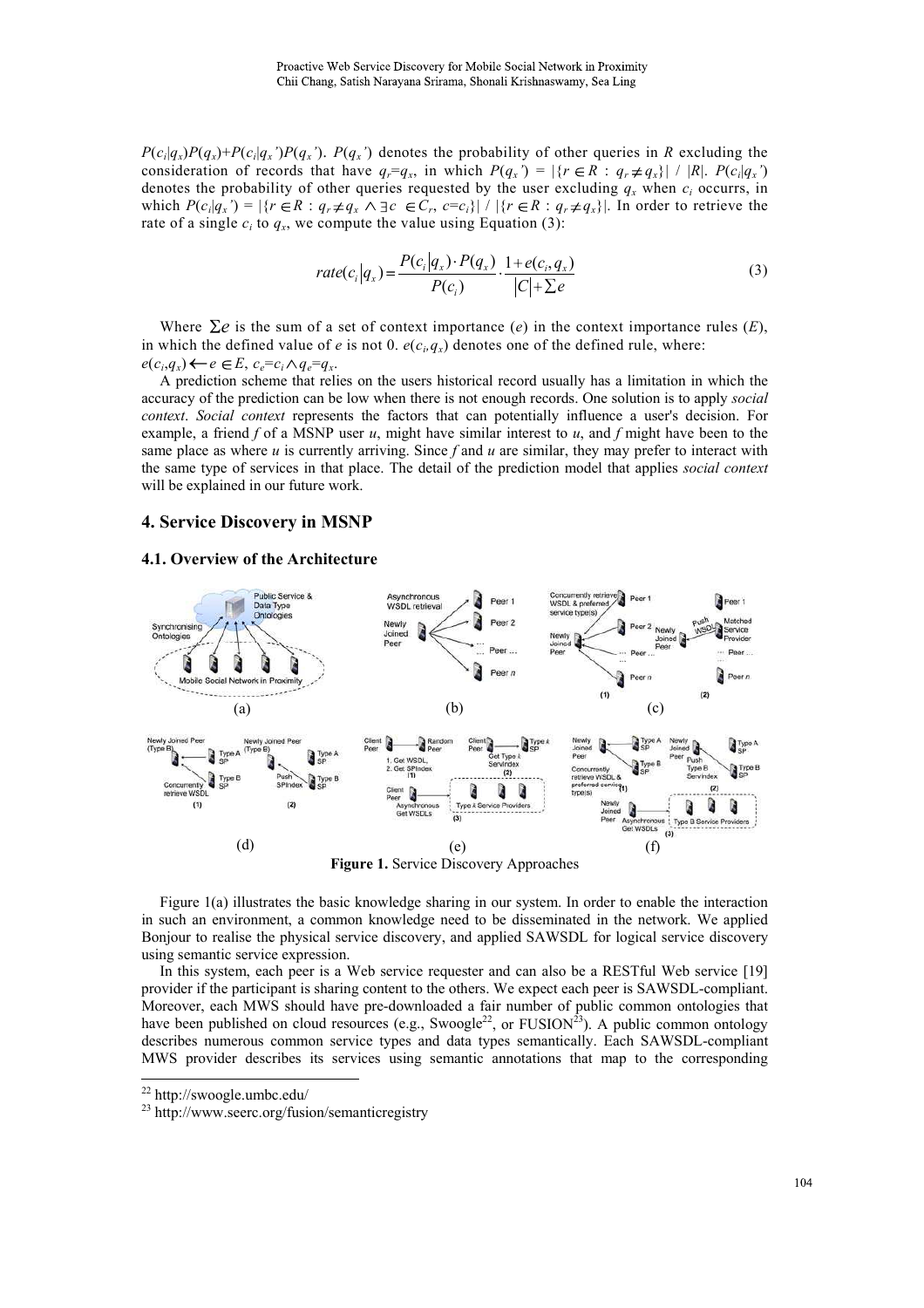$P(c_i|q_x)P(q_x)+P(c_i|q_x')P(q_x')$. $P(q_x')$ denotes the probability of other queries in $R$ excluding the consideration of records that have $q_r=q_x$, in which $P(q_x') = |\{r \in R : q_r \neq q_x\}| / |R|$. $P(c_i|q_x')$ denotes the probability of other queries requested by the user excluding $q_x$ when $c_i$ occurrs, in which $P(c_i|q_x') = |\{r \in R : q_r \neq q_x \wedge \exists c \in C_r, c=c_i\}| / |\{r \in R : q_r \neq q_x\}|$. In order to retrieve the rate of a single $c_i$ to $q_x$, we compute the value using Equation (3):

$$rate(c_i|q_x) = \frac{P(c_i|q_x) \cdot P(q_x)}{P(c_i)} \cdot \frac{1+e(c_i,q_x)}{|C|+\sum e} \tag{3}$$

Where $\sum e$ is the sum of a set of context importance ($e$) in the context importance rules ($E$), in which the defined value of $e$ is not 0. $e(c_i,q_x)$ denotes one of the defined rule, where: $e(c_i,q_x) \leftarrow e \in E,\ c_e=c_i \wedge q_e=q_x$.

A prediction scheme that relies on the users historical record usually has a limitation in which the accuracy of the prediction can be low when there is not enough records. One solution is to apply *social context*. *Social context* represents the factors that can potentially influence a user's decision. For example, a friend $f$ of a MSNP user $u$, might have similar interest to $u$, and $f$ might have been to the same place as where $u$ is currently arriving. Since $f$ and $u$ are similar, they may prefer to interact with the same type of services in that place. The detail of the prediction model that applies *social context* will be explained in our future work.

## 4. Service Discovery in MSNP

### 4.1. Overview of the Architecture

(a) (b) (c)

(d) (e) (f)

**Figure 1.** Service Discovery Approaches

Figure 1(a) illustrates the basic knowledge sharing in our system. In order to enable the interaction in such an environment, a common knowledge need to be disseminated in the network. We applied Bonjour to realise the physical service discovery, and applied SAWSDL for logical service discovery using semantic service expression.

In this system, each peer is a Web service requester and can also be a RESTful Web service [19] provider if the participant is sharing content to the others. We expect each peer is SAWSDL-compliant. Moreover, each MWS should have pre-downloaded a fair number of public common ontologies that have been published on cloud resources (e.g., Swoogle[22], or FUSION[23]). A public common ontology describes numerous common service types and data types semantically. Each SAWSDL-compliant MWS provider describes its services using semantic annotations that map to the corresponding

[22] http://swoogle.umbc.edu/

[23] http://www.seerc.org/fusion/semanticregistry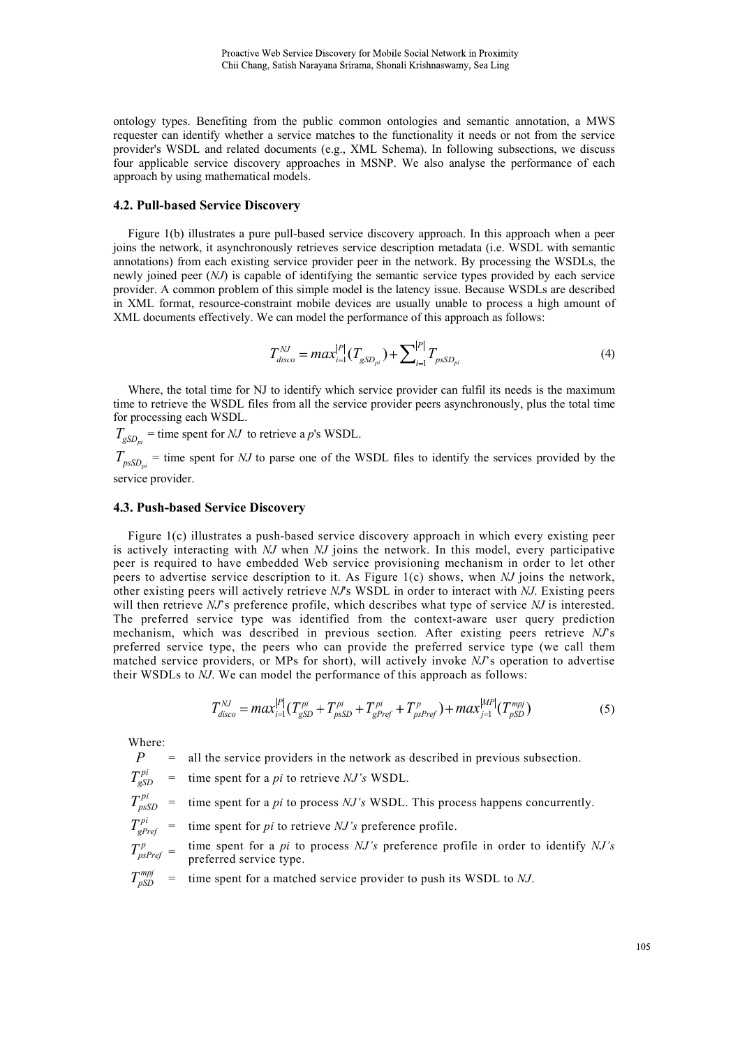ontology types. Benefiting from the public common ontologies and semantic annotation, a MWS requester can identify whether a service matches to the functionality it needs or not from the service provider's WSDL and related documents (e.g., XML Schema). In following subsections, we discuss four applicable service discovery approaches in MSNP. We also analyse the performance of each approach by using mathematical models.

### 4.2. Pull-based Service Discovery

Figure 1(b) illustrates a pure pull-based service discovery approach. In this approach when a peer joins the network, it asynchronously retrieves service description metadata (i.e. WSDL with semantic annotations) from each existing service provider peer in the network. By processing the WSDLs, the newly joined peer (*NJ*) is capable of identifying the semantic service types provided by each service provider. A common problem of this simple model is the latency issue. Because WSDLs are described in XML format, resource-constraint mobile devices are usually unable to process a high amount of XML documents effectively. We can model the performance of this approach as follows:

$$T_{disco}^{NJ} = max_{i=1}^{|P|}(T_{gSD_{pi}}) + \sum_{i=1}^{|P|} T_{psSD_{pi}} \tag{4}$$

Where, the total time for NJ to identify which service provider can fulfil its needs is the maximum time to retrieve the WSDL files from all the service provider peers asynchronously, plus the total time for processing each WSDL.

$T_{gSD_{pi}}$ = time spent for *NJ* to retrieve a *p*'s WSDL.

$T_{psSD_{pi}}$ = time spent for *NJ* to parse one of the WSDL files to identify the services provided by the service provider.

### 4.3. Push-based Service Discovery

Figure 1(c) illustrates a push-based service discovery approach in which every existing peer is actively interacting with *NJ* when *NJ* joins the network. In this model, every participative peer is required to have embedded Web service provisioning mechanism in order to let other peers to advertise service description to it. As Figure 1(c) shows, when *NJ* joins the network, other existing peers will actively retrieve *NJ*'s WSDL in order to interact with *NJ*. Existing peers will then retrieve *NJ*'s preference profile, which describes what type of service *NJ* is interested. The preferred service type was identified from the context-aware user query prediction mechanism, which was described in previous section. After existing peers retrieve *NJ*'s preferred service type, the peers who can provide the preferred service type (we call them matched service providers, or MPs for short), will actively invoke *NJ*'s operation to advertise their WSDLs to *NJ*. We can model the performance of this approach as follows:

$$T_{disco}^{NJ} = max_{i=1}^{|P|}(T_{gSD}^{pi} + T_{psSD}^{pi} + T_{gPref}^{pi} + T_{psPref}^{p}) + max_{j=1}^{|MP|}(T_{pSD}^{mpj}) \tag{5}$$

Where:

- $P$ = all the service providers in the network as described in previous subsection.
- $T_{gSD}^{pi}$ = time spent for a *pi* to retrieve *NJ's* WSDL.
- $T_{psSD}^{pi}$ = time spent for a *pi* to process *NJ's* WSDL. This process happens concurrently.
- $T_{gPref}^{pi}$ = time spent for *pi* to retrieve *NJ's* preference profile.
- $T_{psPref}^{p}$ = time spent for a *pi* to process *NJ's* preference profile in order to identify *NJ's* preferred service type.
- $T_{pSD}^{mpj}$ = time spent for a matched service provider to push its WSDL to *NJ*.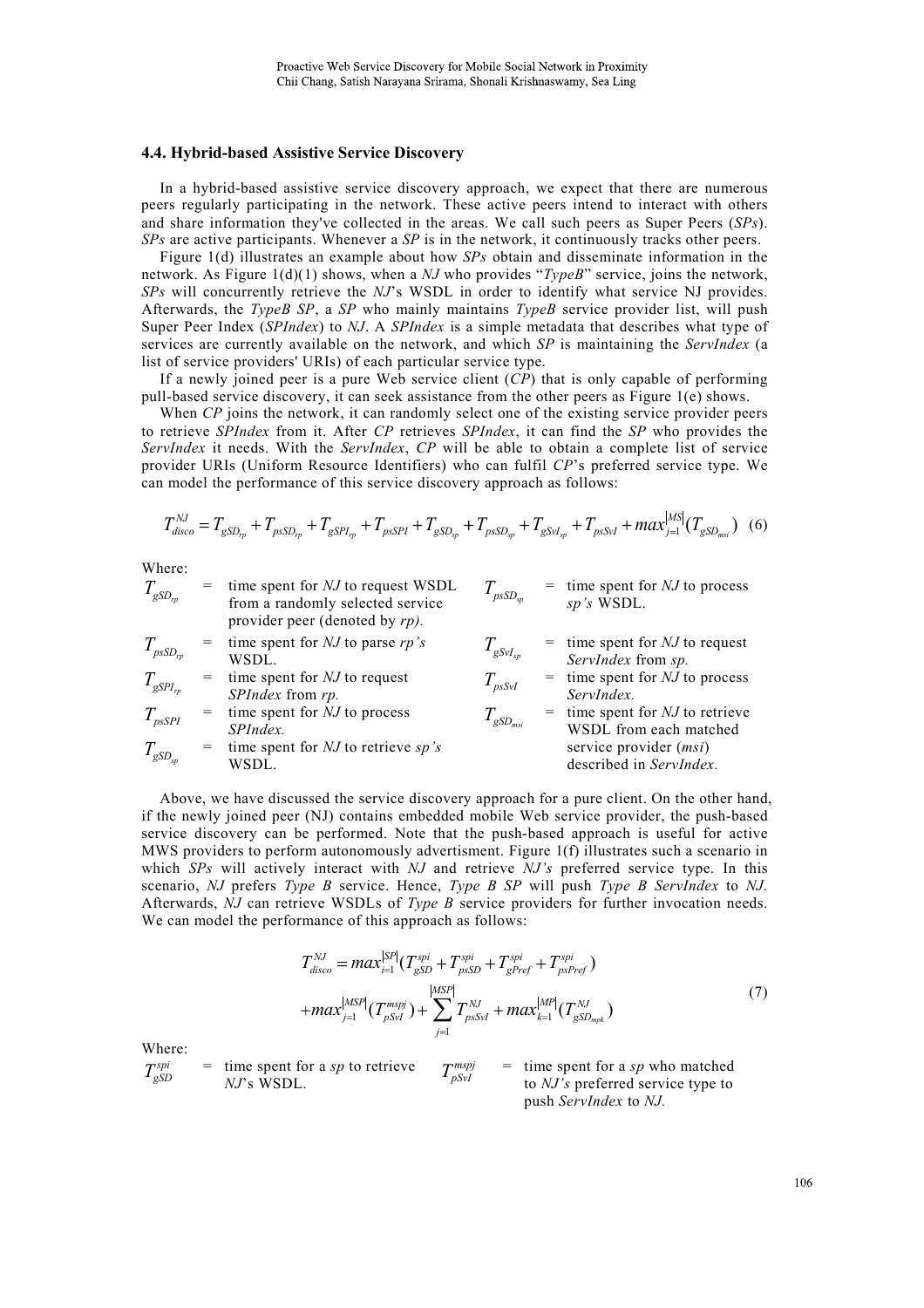### 4.4. Hybrid-based Assistive Service Discovery

In a hybrid-based assistive service discovery approach, we expect that there are numerous peers regularly participating in the network. These active peers intend to interact with others and share information they've collected in the areas. We call such peers as Super Peers (*SPs*). *SPs* are active participants. Whenever a *SP* is in the network, it continuously tracks other peers.

Figure 1(d) illustrates an example about how *SPs* obtain and disseminate information in the network. As Figure 1(d)(1) shows, when a *NJ* who provides "*TypeB*" service, joins the network, *SPs* will concurrently retrieve the *NJ*'s WSDL in order to identify what service NJ provides. Afterwards, the *TypeB SP*, a *SP* who mainly maintains *TypeB* service provider list, will push Super Peer Index (*SPIndex*) to *NJ*. A *SPIndex* is a simple metadata that describes what type of services are currently available on the network, and which *SP* is maintaining the *ServIndex* (a list of service providers' URIs) of each particular service type.

If a newly joined peer is a pure Web service client (*CP*) that is only capable of performing pull-based service discovery, it can seek assistance from the other peers as Figure 1(e) shows.

When *CP* joins the network, it can randomly select one of the existing service provider peers to retrieve *SPIndex* from it. After *CP* retrieves *SPIndex*, it can find the *SP* who provides the *ServIndex* it needs. With the *ServIndex*, *CP* will be able to obtain a complete list of service provider URIs (Uniform Resource Identifiers) who can fulfil *CP*'s preferred service type. We can model the performance of this service discovery approach as follows:

$$T_{disco}^{NJ} = T_{gSD_{rp}} + T_{psSD_{rp}} + T_{gSPI_{rp}} + T_{psSPI} + T_{gSD_{sp}} + T_{psSD_{sp}} + T_{gSvI_{sp}} + T_{psSvI} + max_{j=1}^{|MS|}(T_{gSD_{msi}}) \quad (6)$$

Where:

- $T_{gSD_{rp}}$ = time spent for *NJ* to request WSDL from a randomly selected service provider peer (denoted by *rp).*
- $T_{psSD_{rp}}$ = time spent for *NJ* to parse *rp's* WSDL.
- $T_{gSPI_{rp}}$ = time spent for *NJ* to request *SPIndex* from *rp.*
- $T_{psSPI}$ = time spent for *NJ* to process *SPIndex.*
- $T_{gSD_{sp}}$ = time spent for *NJ* to retrieve *sp's* WSDL.
- $T_{psSD_{sp}}$ = time spent for *NJ* to process *sp's* WSDL.
- $T_{gSvI_{sp}}$ = time spent for *NJ* to request *ServIndex* from *sp.*
- $T_{psSvI}$ = time spent for *NJ* to process *ServIndex.*
- $T_{gSD_{msi}}$ = time spent for *NJ* to retrieve WSDL from each matched service provider (*msi*) described in *ServIndex.*

Above, we have discussed the service discovery approach for a pure client. On the other hand, if the newly joined peer (NJ) contains embedded mobile Web service provider, the push-based service discovery can be performed. Note that the push-based approach is useful for active MWS providers to perform autonomously advertisment. Figure 1(f) illustrates such a scenario in which *SPs* will actively interact with *NJ* and retrieve *NJ's* preferred service type. In this scenario, *NJ* prefers *Type B* service. Hence, *Type B SP* will push *Type B ServIndex* to *NJ.* Afterwards, *NJ* can retrieve WSDLs of *Type B* service providers for further invocation needs. We can model the performance of this approach as follows:

$$\begin{aligned} T_{disco}^{NJ} &= max_{i=1}^{|SP|}(T_{gSD}^{spi} + T_{psSD}^{spi} + T_{gPref}^{spi} + T_{psPref}^{spi}) \\ &+ max_{j=1}^{|MSP|}(T_{pSvI}^{mspj}) + \sum_{j=1}^{|MSP|} T_{psSvI}^{NJ} + max_{k=1}^{|MP|}(T_{gSD_{mpk}}^{NJ}) \end{aligned} \quad (7)$$

Where:

- $T_{gSD}^{spi}$ = time spent for a *sp* to retrieve *NJ*'s WSDL.
- $T_{pSvI}^{mspj}$ = time spent for a *sp* who matched to *NJ's* preferred service type to push *ServIndex* to *NJ.*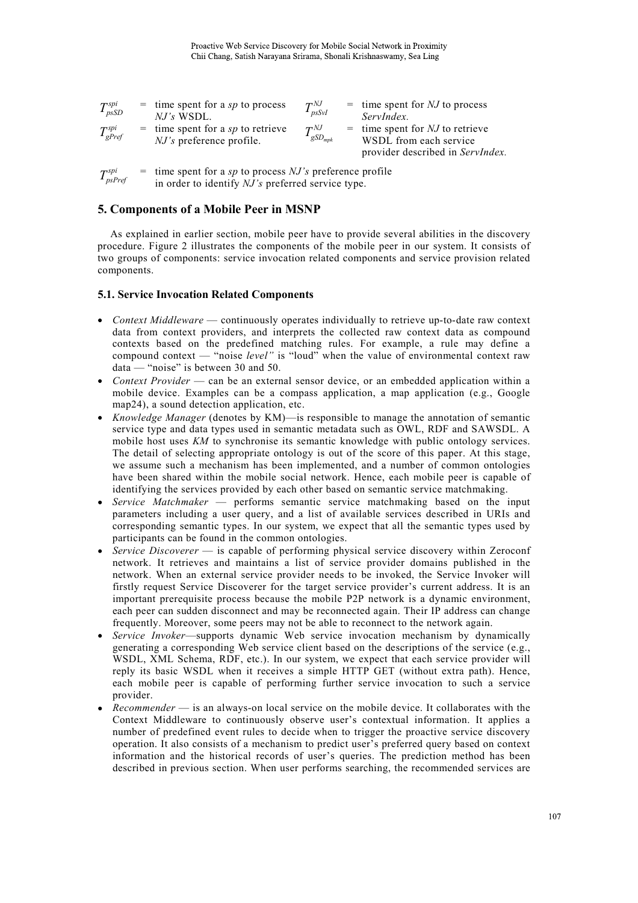$T^{spi}_{psSD}$ = time spent for a *sp* to process *NJ's* WSDL.

$T^{NJ}_{psSvI}$ = time spent for *NJ* to process *ServIndex*.

$T^{spi}_{gPref}$ = time spent for a *sp* to retrieve *NJ's* preference profile.

$T^{NJ}_{gSD_{mpk}}$ = time spent for *NJ* to retrieve WSDL from each service provider described in *ServIndex*.

$T^{spi}_{psPref}$ = time spent for a *sp* to process *NJ's* preference profile in order to identify *NJ's* preferred service type.

## 5. Components of a Mobile Peer in MSNP

As explained in earlier section, mobile peer have to provide several abilities in the discovery procedure. Figure 2 illustrates the components of the mobile peer in our system. It consists of two groups of components: service invocation related components and service provision related components.

### 5.1. Service Invocation Related Components

- *Context Middleware* — continuously operates individually to retrieve up-to-date raw context data from context providers, and interprets the collected raw context data as compound contexts based on the predefined matching rules. For example, a rule may define a compound context — "noise *level"* is "loud" when the value of environmental context raw data — "noise" is between 30 and 50.
- *Context Provider* — can be an external sensor device, or an embedded application within a mobile device. Examples can be a compass application, a map application (e.g., Google map24), a sound detection application, etc.
- *Knowledge Manager* (denotes by KM)—is responsible to manage the annotation of semantic service type and data types used in semantic metadata such as OWL, RDF and SAWSDL. A mobile host uses *KM* to synchronise its semantic knowledge with public ontology services. The detail of selecting appropriate ontology is out of the score of this paper. At this stage, we assume such a mechanism has been implemented, and a number of common ontologies have been shared within the mobile social network. Hence, each mobile peer is capable of identifying the services provided by each other based on semantic service matchmaking.
- *Service Matchmaker* — performs semantic service matchmaking based on the input parameters including a user query, and a list of available services described in URIs and corresponding semantic types. In our system, we expect that all the semantic types used by participants can be found in the common ontologies.
- *Service Discoverer* — is capable of performing physical service discovery within Zeroconf network. It retrieves and maintains a list of service provider domains published in the network. When an external service provider needs to be invoked, the Service Invoker will firstly request Service Discoverer for the target service provider's current address. It is an important prerequisite process because the mobile P2P network is a dynamic environment, each peer can sudden disconnect and may be reconnected again. Their IP address can change frequently. Moreover, some peers may not be able to reconnect to the network again.
- *Service Invoker*—supports dynamic Web service invocation mechanism by dynamically generating a corresponding Web service client based on the descriptions of the service (e.g., WSDL, XML Schema, RDF, etc.). In our system, we expect that each service provider will reply its basic WSDL when it receives a simple HTTP GET (without extra path). Hence, each mobile peer is capable of performing further service invocation to such a service provider.
- *Recommender* — is an always-on local service on the mobile device. It collaborates with the Context Middleware to continuously observe user's contextual information. It applies a number of predefined event rules to decide when to trigger the proactive service discovery operation. It also consists of a mechanism to predict user's preferred query based on context information and the historical records of user's queries. The prediction method has been described in previous section. When user performs searching, the recommended services are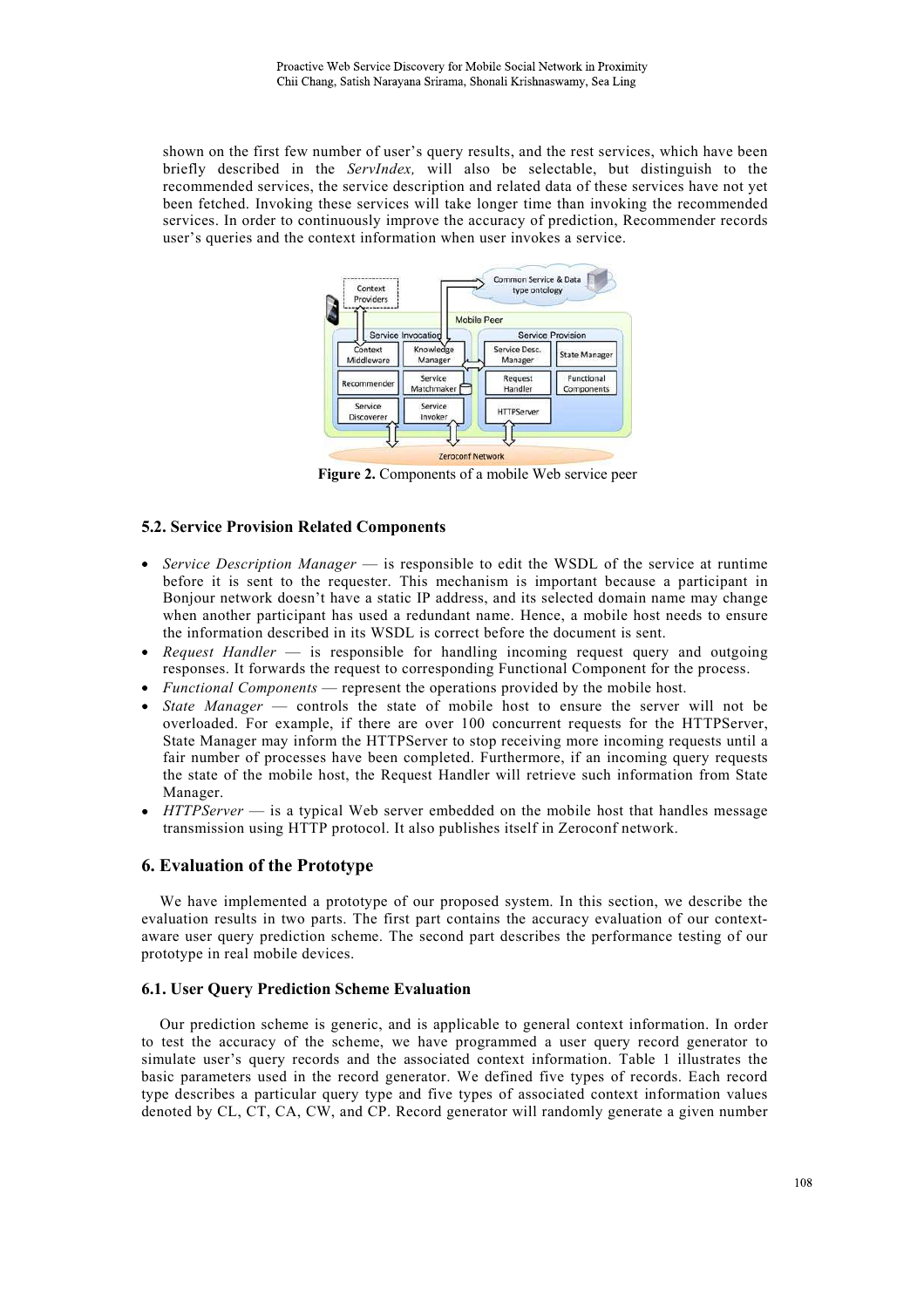shown on the first few number of user's query results, and the rest services, which have been briefly described in the *ServIndex,* will also be selectable, but distinguish to the recommended services, the service description and related data of these services have not yet been fetched. Invoking these services will take longer time than invoking the recommended services. In order to continuously improve the accuracy of prediction, Recommender records user's queries and the context information when user invokes a service.

**Figure 2.** Components of a mobile Web service peer

### 5.2. Service Provision Related Components

- *Service Description Manager* — is responsible to edit the WSDL of the service at runtime before it is sent to the requester. This mechanism is important because a participant in Bonjour network doesn't have a static IP address, and its selected domain name may change when another participant has used a redundant name. Hence, a mobile host needs to ensure the information described in its WSDL is correct before the document is sent.
- *Request Handler* — is responsible for handling incoming request query and outgoing responses. It forwards the request to corresponding Functional Component for the process.
- *Functional Components* — represent the operations provided by the mobile host.
- *State Manager* — controls the state of mobile host to ensure the server will not be overloaded. For example, if there are over 100 concurrent requests for the HTTPServer, State Manager may inform the HTTPServer to stop receiving more incoming requests until a fair number of processes have been completed. Furthermore, if an incoming query requests the state of the mobile host, the Request Handler will retrieve such information from State Manager.
- *HTTPServer* — is a typical Web server embedded on the mobile host that handles message transmission using HTTP protocol. It also publishes itself in Zeroconf network.

## 6. Evaluation of the Prototype

We have implemented a prototype of our proposed system. In this section, we describe the evaluation results in two parts. The first part contains the accuracy evaluation of our context-aware user query prediction scheme. The second part describes the performance testing of our prototype in real mobile devices.

### 6.1. User Query Prediction Scheme Evaluation

Our prediction scheme is generic, and is applicable to general context information. In order to test the accuracy of the scheme, we have programmed a user query record generator to simulate user's query records and the associated context information. Table 1 illustrates the basic parameters used in the record generator. We defined five types of records. Each record type describes a particular query type and five types of associated context information values denoted by CL, CT, CA, CW, and CP. Record generator will randomly generate a given number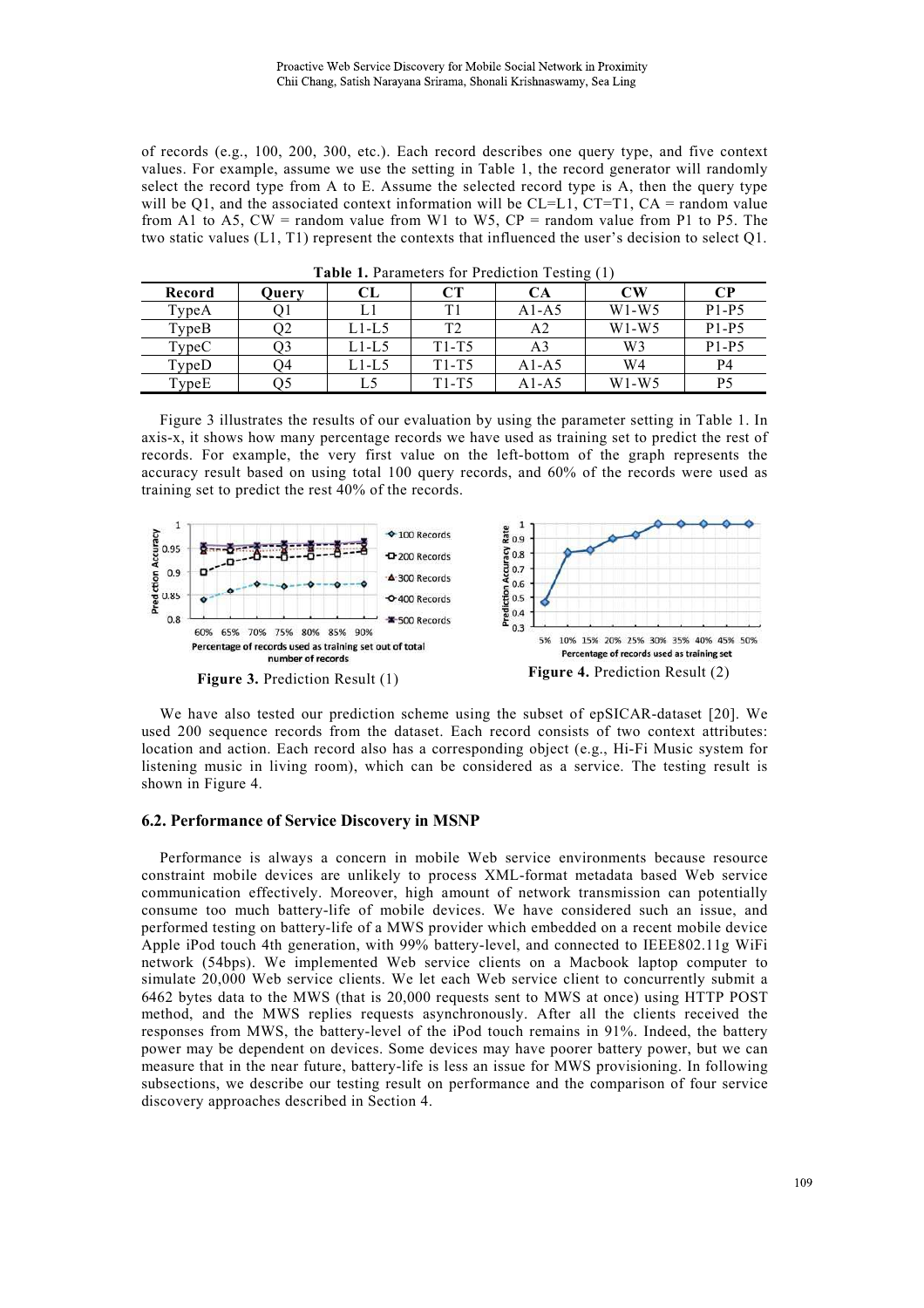of records (e.g., 100, 200, 300, etc.). Each record describes one query type, and five context values. For example, assume we use the setting in Table 1, the record generator will randomly select the record type from A to E. Assume the selected record type is A, then the query type will be Q1, and the associated context information will be CL=L1, CT=T1, CA = random value from A1 to A5, CW = random value from W1 to W5, CP = random value from P1 to P5. The two static values (L1, T1) represent the contexts that influenced the user's decision to select Q1.

**Table 1.** Parameters for Prediction Testing (1)

| Record | Query | CL | CT | CA | CW | CP |
|---|---|---|---|---|---|---|
| TypeA | Q1 | L1 | T1 | A1-A5 | W1-W5 | P1-P5 |
| TypeB | Q2 | L1-L5 | T2 | A2 | W1-W5 | P1-P5 |
| TypeC | Q3 | L1-L5 | T1-T5 | A3 | W3 | P1-P5 |
| TypeD | Q4 | L1-L5 | T1-T5 | A1-A5 | W4 | P4 |
| TypeE | Q5 | L5 | T1-T5 | A1-A5 | W1-W5 | P5 |

Figure 3 illustrates the results of our evaluation by using the parameter setting in Table 1. In axis-x, it shows how many percentage records we have used as training set to predict the rest of records. For example, the very first value on the left-bottom of the graph represents the accuracy result based on using total 100 query records, and 60% of the records were used as training set to predict the rest 40% of the records.

**Figure 3.** Prediction Result (1)

**Figure 4.** Prediction Result (2)

We have also tested our prediction scheme using the subset of epSICAR-dataset [20]. We used 200 sequence records from the dataset. Each record consists of two context attributes: location and action. Each record also has a corresponding object (e.g., Hi-Fi Music system for listening music in living room), which can be considered as a service. The testing result is shown in Figure 4.

### 6.2. Performance of Service Discovery in MSNP

Performance is always a concern in mobile Web service environments because resource constraint mobile devices are unlikely to process XML-format metadata based Web service communication effectively. Moreover, high amount of network transmission can potentially consume too much battery-life of mobile devices. We have considered such an issue, and performed testing on battery-life of a MWS provider which embedded on a recent mobile device Apple iPod touch 4th generation, with 99% battery-level, and connected to IEEE802.11g WiFi network (54bps). We implemented Web service clients on a Macbook laptop computer to simulate 20,000 Web service clients. We let each Web service client to concurrently submit a 6462 bytes data to the MWS (that is 20,000 requests sent to MWS at once) using HTTP POST method, and the MWS replies requests asynchronously. After all the clients received the responses from MWS, the battery-level of the iPod touch remains in 91%. Indeed, the battery power may be dependent on devices. Some devices may have poorer battery power, but we can measure that in the near future, battery-life is less an issue for MWS provisioning. In following subsections, we describe our testing result on performance and the comparison of four service discovery approaches described in Section 4.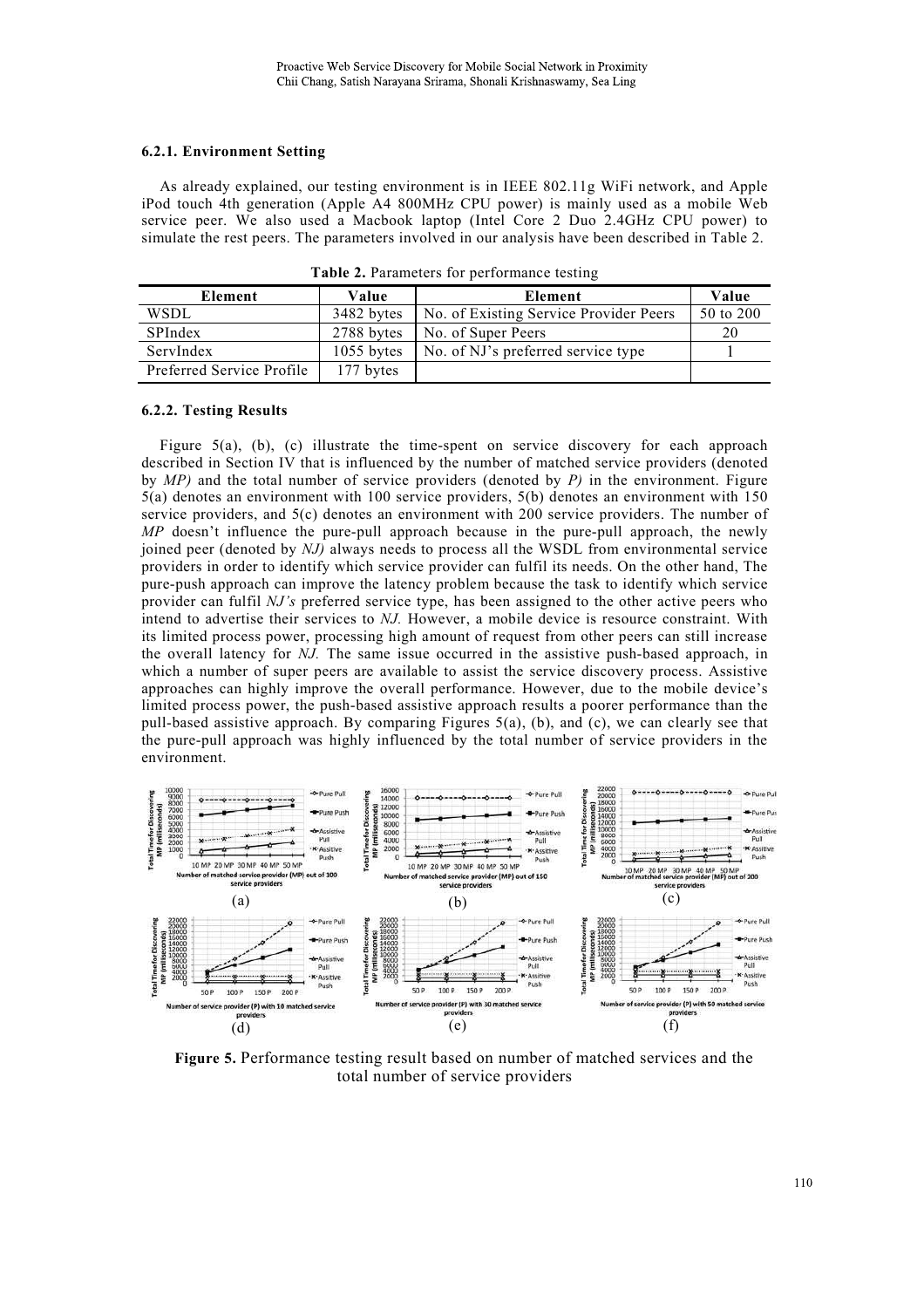#### 6.2.1. Environment Setting

As already explained, our testing environment is in IEEE 802.11g WiFi network, and Apple iPod touch 4th generation (Apple A4 800MHz CPU power) is mainly used as a mobile Web service peer. We also used a Macbook laptop (Intel Core 2 Duo 2.4GHz CPU power) to simulate the rest peers. The parameters involved in our analysis have been described in Table 2.

**Table 2.** Parameters for performance testing

| Element | Value | Element | Value |
|---|---|---|---|
| WSDL | 3482 bytes | No. of Existing Service Provider Peers | 50 to 200 |
| SPIndex | 2788 bytes | No. of Super Peers | 20 |
| ServIndex | 1055 bytes | No. of NJ's preferred service type | 1 |
| Preferred Service Profile | 177 bytes | | |

#### 6.2.2. Testing Results

Figure 5(a), (b), (c) illustrate the time-spent on service discovery for each approach described in Section IV that is influenced by the number of matched service providers (denoted by *MP)* and the total number of service providers (denoted by *P)* in the environment. Figure 5(a) denotes an environment with 100 service providers, 5(b) denotes an environment with 150 service providers, and 5(c) denotes an environment with 200 service providers. The number of *MP* doesn't influence the pure-pull approach because in the pure-pull approach, the newly joined peer (denoted by *NJ)* always needs to process all the WSDL from environmental service providers in order to identify which service provider can fulfil its needs. On the other hand, The pure-push approach can improve the latency problem because the task to identify which service provider can fulfil *NJ's* preferred service type, has been assigned to the other active peers who intend to advertise their services to *NJ.* However, a mobile device is resource constraint. With its limited process power, processing high amount of request from other peers can still increase the overall latency for *NJ.* The same issue occurred in the assistive push-based approach, in which a number of super peers are available to assist the service discovery process. Assistive approaches can highly improve the overall performance. However, due to the mobile device's limited process power, the push-based assistive approach results a poorer performance than the pull-based assistive approach. By comparing Figures 5(a), (b), and (c), we can clearly see that the pure-pull approach was highly influenced by the total number of service providers in the environment.

**Figure 5.** Performance testing result based on number of matched services and the total number of service providers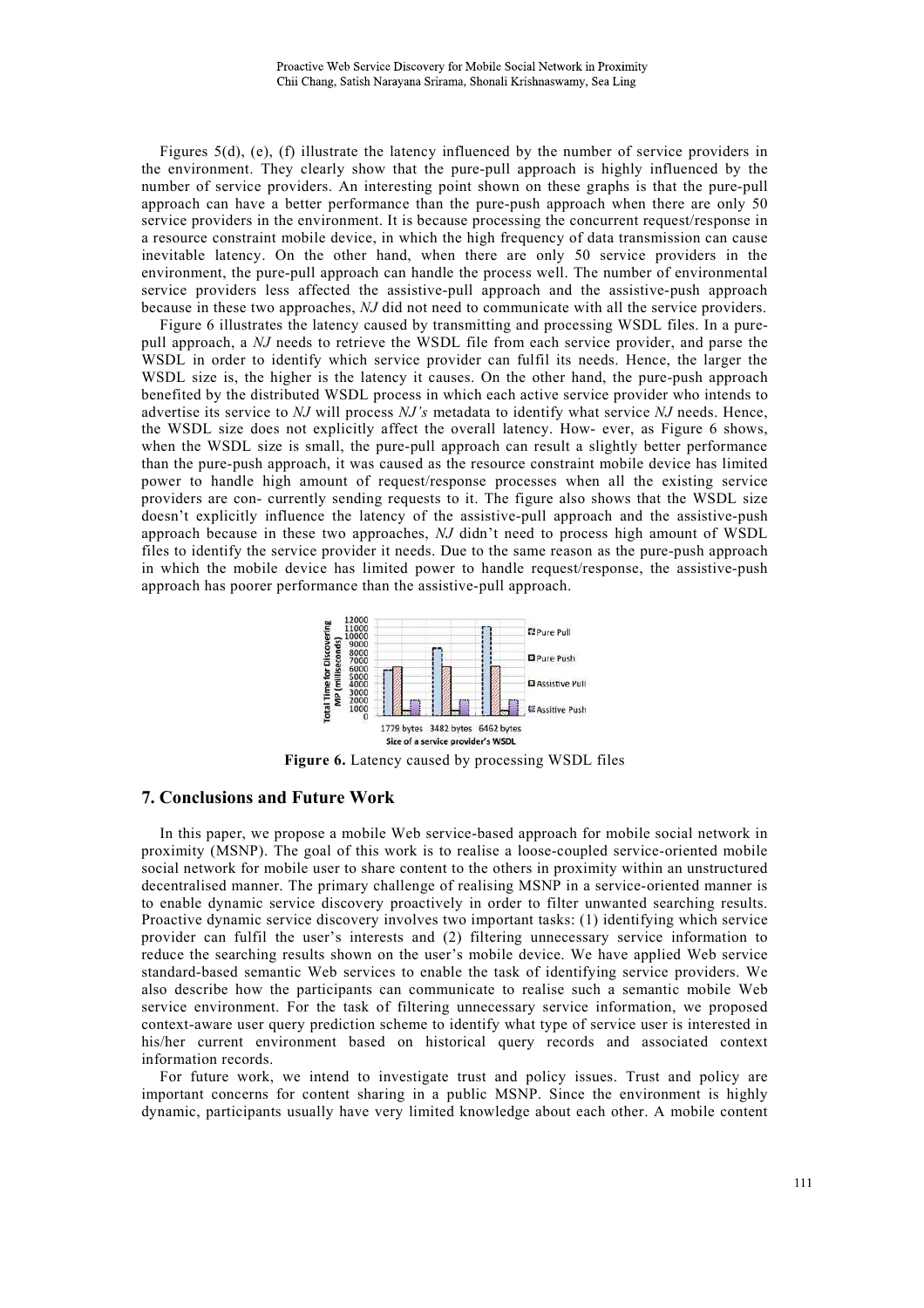Figures 5(d), (e), (f) illustrate the latency influenced by the number of service providers in the environment. They clearly show that the pure-pull approach is highly influenced by the number of service providers. An interesting point shown on these graphs is that the pure-pull approach can have a better performance than the pure-push approach when there are only 50 service providers in the environment. It is because processing the concurrent request/response in a resource constraint mobile device, in which the high frequency of data transmission can cause inevitable latency. On the other hand, when there are only 50 service providers in the environment, the pure-pull approach can handle the process well. The number of environmental service providers less affected the assistive-pull approach and the assistive-push approach because in these two approaches, *NJ* did not need to communicate with all the service providers.

Figure 6 illustrates the latency caused by transmitting and processing WSDL files. In a pure-pull approach, a *NJ* needs to retrieve the WSDL file from each service provider, and parse the WSDL in order to identify which service provider can fulfil its needs. Hence, the larger the WSDL size is, the higher is the latency it causes. On the other hand, the pure-push approach benefited by the distributed WSDL process in which each active service provider who intends to advertise its service to *NJ* will process *NJ's* metadata to identify what service *NJ* needs. Hence, the WSDL size does not explicitly affect the overall latency. How- ever, as Figure 6 shows, when the WSDL size is small, the pure-pull approach can result a slightly better performance than the pure-push approach, it was caused as the resource constraint mobile device has limited power to handle high amount of request/response processes when all the existing service providers are con- currently sending requests to it. The figure also shows that the WSDL size doesn't explicitly influence the latency of the assistive-pull approach and the assistive-push approach because in these two approaches, *NJ* didn't need to process high amount of WSDL files to identify the service provider it needs. Due to the same reason as the pure-push approach in which the mobile device has limited power to handle request/response, the assistive-push approach has poorer performance than the assistive-pull approach.

**Figure 6.** Latency caused by processing WSDL files

## 7. Conclusions and Future Work

In this paper, we propose a mobile Web service-based approach for mobile social network in proximity (MSNP). The goal of this work is to realise a loose-coupled service-oriented mobile social network for mobile user to share content to the others in proximity within an unstructured decentralised manner. The primary challenge of realising MSNP in a service-oriented manner is to enable dynamic service discovery proactively in order to filter unwanted searching results. Proactive dynamic service discovery involves two important tasks: (1) identifying which service provider can fulfil the user's interests and (2) filtering unnecessary service information to reduce the searching results shown on the user's mobile device. We have applied Web service standard-based semantic Web services to enable the task of identifying service providers. We also describe how the participants can communicate to realise such a semantic mobile Web service environment. For the task of filtering unnecessary service information, we proposed context-aware user query prediction scheme to identify what type of service user is interested in his/her current environment based on historical query records and associated context information records.

For future work, we intend to investigate trust and policy issues. Trust and policy are important concerns for content sharing in a public MSNP. Since the environment is highly dynamic, participants usually have very limited knowledge about each other. A mobile content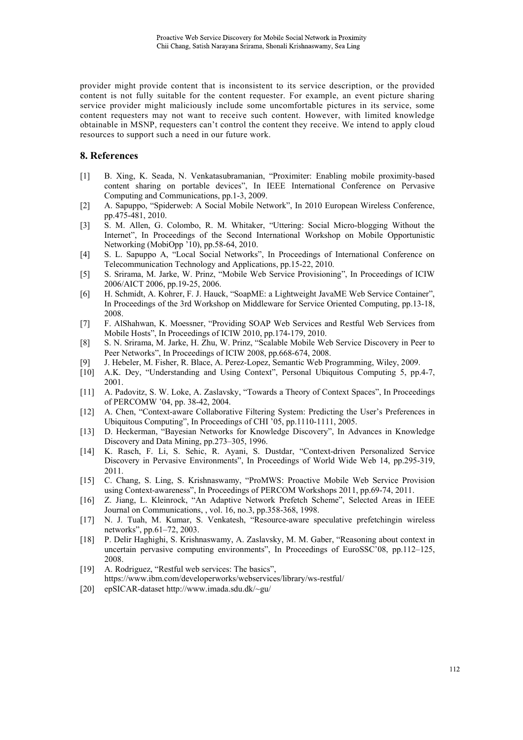provider might provide content that is inconsistent to its service description, or the provided content is not fully suitable for the content requester. For example, an event picture sharing service provider might maliciously include some uncomfortable pictures in its service, some content requesters may not want to receive such content. However, with limited knowledge obtainable in MSNP, requesters can't control the content they receive. We intend to apply cloud resources to support such a need in our future work.

## 8. References

[1] B. Xing, K. Seada, N. Venkatasubramanian, "Proximiter: Enabling mobile proximity-based content sharing on portable devices", In IEEE International Conference on Pervasive Computing and Communications, pp.1-3, 2009.

[2] A. Sapuppo, "Spiderweb: A Social Mobile Network", In 2010 European Wireless Conference, pp.475-481, 2010.

[3] S. M. Allen, G. Colombo, R. M. Whitaker, "Uttering: Social Micro-blogging Without the Internet", In Proceedings of the Second International Workshop on Mobile Opportunistic Networking (MobiOpp '10), pp.58-64, 2010.

[4] S. L. Sapuppo A, "Local Social Networks", In Proceedings of International Conference on Telecommunication Technology and Applications, pp.15-22, 2010.

[5] S. Srirama, M. Jarke, W. Prinz, "Mobile Web Service Provisioning", In Proceedings of ICIW 2006/AICT 2006, pp.19-25, 2006.

[6] H. Schmidt, A. Kohrer, F. J. Hauck, "SoapME: a Lightweight JavaME Web Service Container", In Proceedings of the 3rd Workshop on Middleware for Service Oriented Computing, pp.13-18, 2008.

[7] F. AlShahwan, K. Moessner, "Providing SOAP Web Services and Restful Web Services from Mobile Hosts", In Proceedings of ICIW 2010, pp.174-179, 2010.

[8] S. N. Srirama, M. Jarke, H. Zhu, W. Prinz, "Scalable Mobile Web Service Discovery in Peer to Peer Networks", In Proceedings of ICIW 2008, pp.668-674, 2008.

[9] J. Hebeler, M. Fisher, R. Blace, A. Perez-Lopez, Semantic Web Programming, Wiley, 2009.

[10] A.K. Dey, "Understanding and Using Context", Personal Ubiquitous Computing 5, pp.4-7, 2001.

[11] A. Padovitz, S. W. Loke, A. Zaslavsky, "Towards a Theory of Context Spaces", In Proceedings of PERCOMW '04, pp. 38-42, 2004.

[12] A. Chen, "Context-aware Collaborative Filtering System: Predicting the User's Preferences in Ubiquitous Computing", In Proceedings of CHI '05, pp.1110-1111, 2005.

[13] D. Heckerman, "Bayesian Networks for Knowledge Discovery", In Advances in Knowledge Discovery and Data Mining, pp.273–305, 1996.

[14] K. Rasch, F. Li, S. Sehic, R. Ayani, S. Dustdar, "Context-driven Personalized Service Discovery in Pervasive Environments", In Proceedings of World Wide Web 14, pp.295-319, 2011.

[15] C. Chang, S. Ling, S. Krishnaswamy, "ProMWS: Proactive Mobile Web Service Provision using Context-awareness", In Proceedings of PERCOM Workshops 2011, pp.69-74, 2011.

[16] Z. Jiang, L. Kleinrock, "An Adaptive Network Prefetch Scheme", Selected Areas in IEEE Journal on Communications, , vol. 16, no.3, pp.358-368, 1998.

[17] N. J. Tuah, M. Kumar, S. Venkatesh, "Resource-aware speculative prefetchingin wireless networks", pp.61–72, 2003.

[18] P. Delir Haghighi, S. Krishnaswamy, A. Zaslavsky, M. M. Gaber, "Reasoning about context in uncertain pervasive computing environments", In Proceedings of EuroSSC'08, pp.112–125, 2008.

[19] A. Rodriguez, "Restful web services: The basics", https://www.ibm.com/developerworks/webservices/library/ws-restful/

[20] epSICAR-dataset http://www.imada.sdu.dk/~gu/